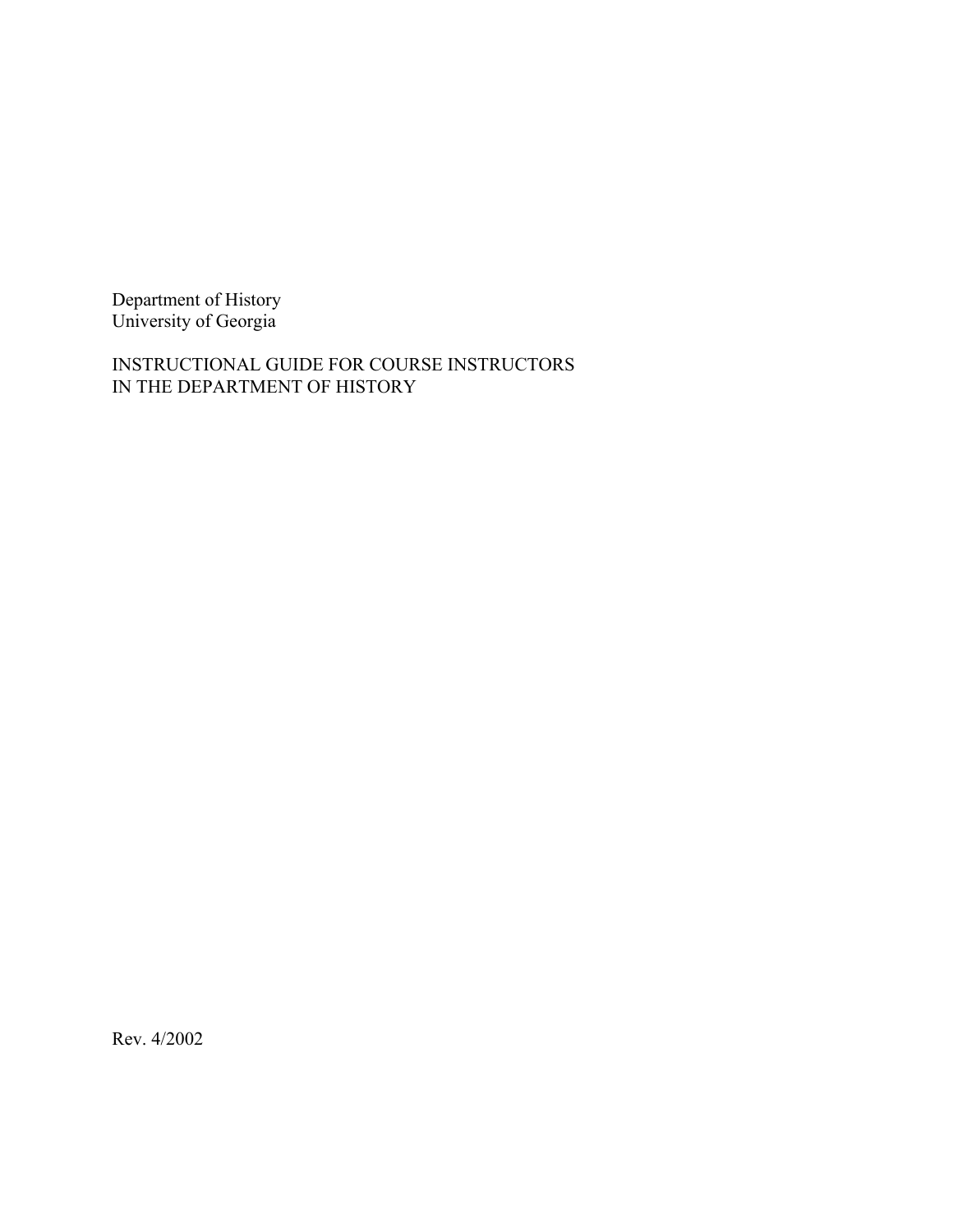Department of History
University of Georgia

# INSTRUCTIONAL GUIDE FOR COURSE INSTRUCTORS IN THE DEPARTMENT OF HISTORY

Rev. 4/2002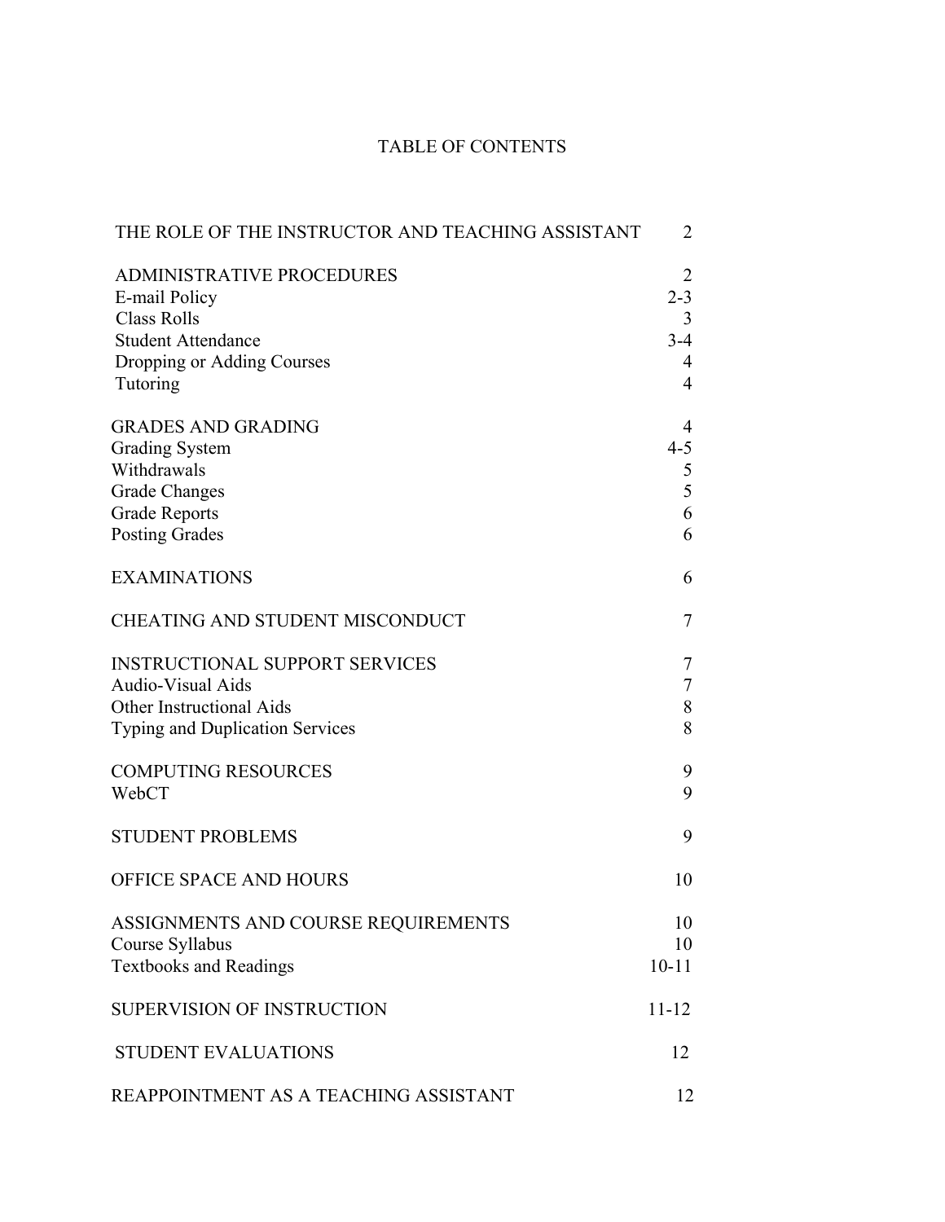# TABLE OF CONTENTS

| Section | Page |
|---|---|
| THE ROLE OF THE INSTRUCTOR AND TEACHING ASSISTANT | 2 |
| ADMINISTRATIVE PROCEDURES | 2 |
| E-mail Policy | 2-3 |
| Class Rolls | 3 |
| Student Attendance | 3-4 |
| Dropping or Adding Courses | 4 |
| Tutoring | 4 |
| GRADES AND GRADING | 4 |
| Grading System | 4-5 |
| Withdrawals | 5 |
| Grade Changes | 5 |
| Grade Reports | 6 |
| Posting Grades | 6 |
| EXAMINATIONS | 6 |
| CHEATING AND STUDENT MISCONDUCT | 7 |
| INSTRUCTIONAL SUPPORT SERVICES | 7 |
| Audio-Visual Aids | 7 |
| Other Instructional Aids | 8 |
| Typing and Duplication Services | 8 |
| COMPUTING RESOURCES | 9 |
| WebCT | 9 |
| STUDENT PROBLEMS | 9 |
| OFFICE SPACE AND HOURS | 10 |
| ASSIGNMENTS AND COURSE REQUIREMENTS | 10 |
| Course Syllabus | 10 |
| Textbooks and Readings | 10-11 |
| SUPERVISION OF INSTRUCTION | 11-12 |
| STUDENT EVALUATIONS | 12 |
| REAPPOINTMENT AS A TEACHING ASSISTANT | 12 |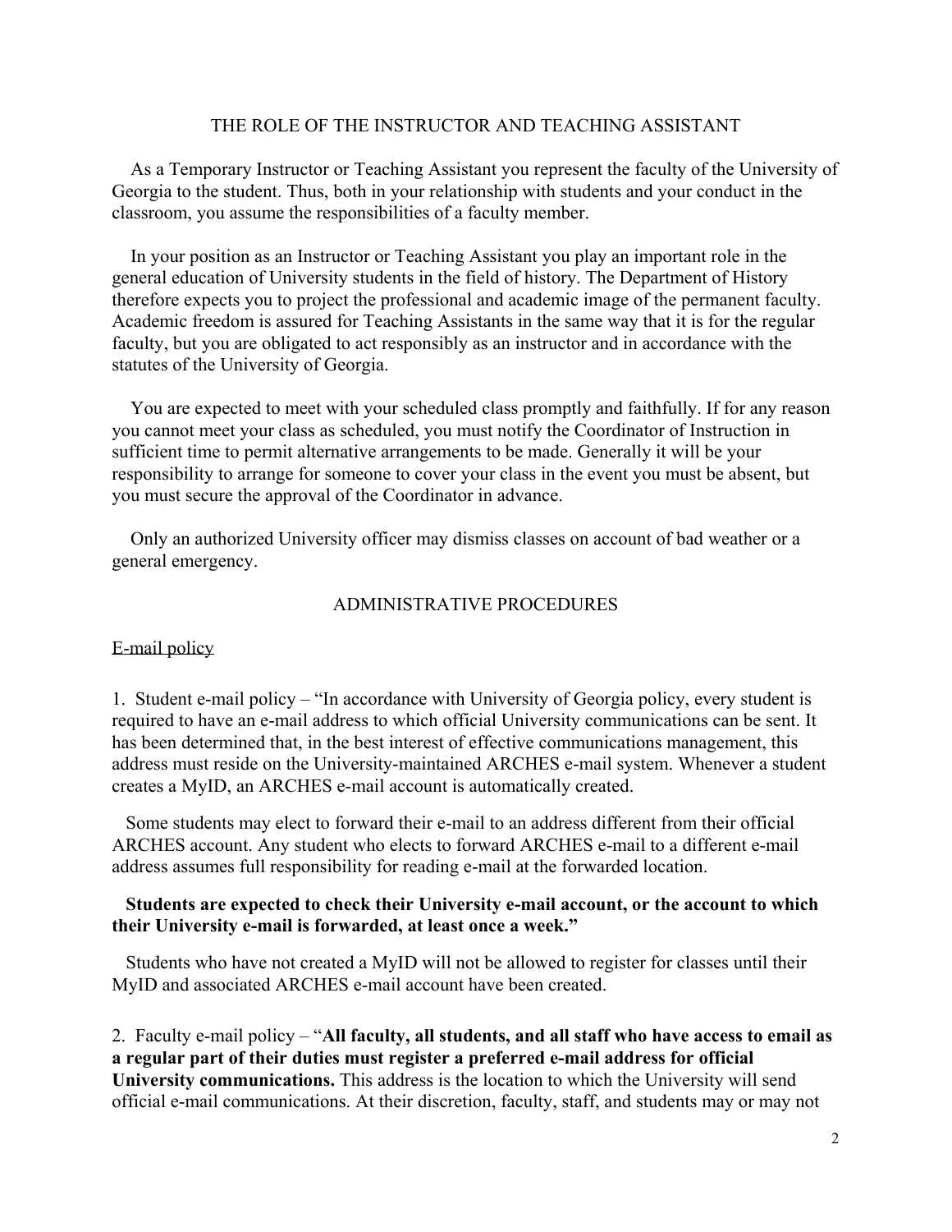## THE ROLE OF THE INSTRUCTOR AND TEACHING ASSISTANT

As a Temporary Instructor or Teaching Assistant you represent the faculty of the University of Georgia to the student. Thus, both in your relationship with students and your conduct in the classroom, you assume the responsibilities of a faculty member.

In your position as an Instructor or Teaching Assistant you play an important role in the general education of University students in the field of history. The Department of History therefore expects you to project the professional and academic image of the permanent faculty. Academic freedom is assured for Teaching Assistants in the same way that it is for the regular faculty, but you are obligated to act responsibly as an instructor and in accordance with the statutes of the University of Georgia.

You are expected to meet with your scheduled class promptly and faithfully. If for any reason you cannot meet your class as scheduled, you must notify the Coordinator of Instruction in sufficient time to permit alternative arrangements to be made. Generally it will be your responsibility to arrange for someone to cover your class in the event you must be absent, but you must secure the approval of the Coordinator in advance.

Only an authorized University officer may dismiss classes on account of bad weather or a general emergency.

## ADMINISTRATIVE PROCEDURES

### E-mail policy

1. Student e-mail policy – "In accordance with University of Georgia policy, every student is required to have an e-mail address to which official University communications can be sent. It has been determined that, in the best interest of effective communications management, this address must reside on the University-maintained ARCHES e-mail system. Whenever a student creates a MyID, an ARCHES e-mail account is automatically created.

Some students may elect to forward their e-mail to an address different from their official ARCHES account. Any student who elects to forward ARCHES e-mail to a different e-mail address assumes full responsibility for reading e-mail at the forwarded location.

**Students are expected to check their University e-mail account, or the account to which their University e-mail is forwarded, at least once a week."**

Students who have not created a MyID will not be allowed to register for classes until their MyID and associated ARCHES e-mail account have been created.

2. Faculty e-mail policy – "**All faculty, all students, and all staff who have access to email as a regular part of their duties must register a preferred e-mail address for official University communications.** This address is the location to which the University will send official e-mail communications. At their discretion, faculty, staff, and students may or may not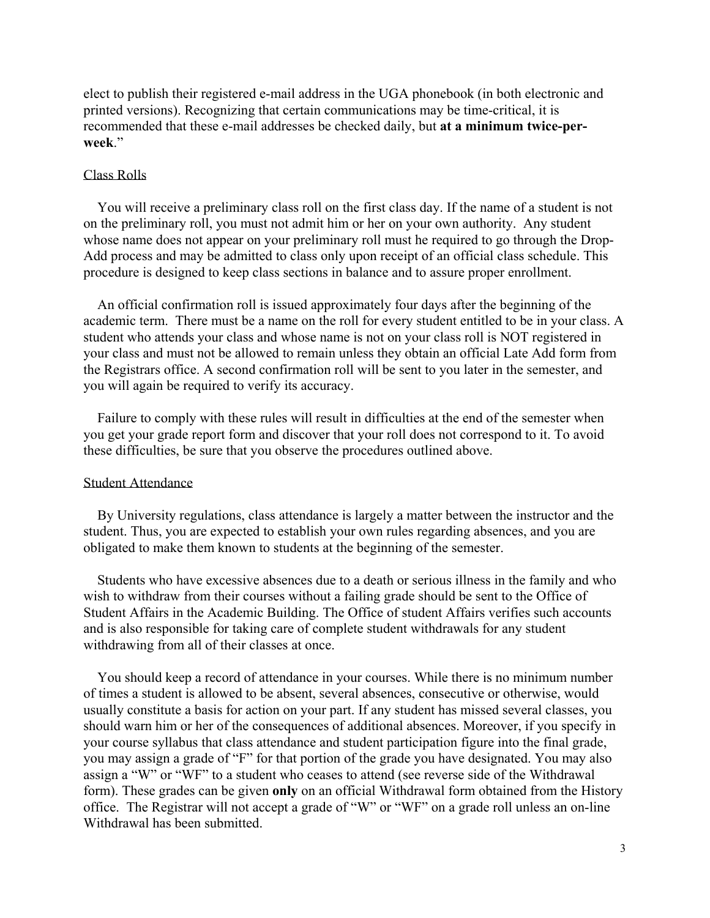elect to publish their registered e-mail address in the UGA phonebook (in both electronic and printed versions). Recognizing that certain communications may be time-critical, it is recommended that these e-mail addresses be checked daily, but **at a minimum twice-per-week**."

Class Rolls

You will receive a preliminary class roll on the first class day. If the name of a student is not on the preliminary roll, you must not admit him or her on your own authority. Any student whose name does not appear on your preliminary roll must he required to go through the Drop-Add process and may be admitted to class only upon receipt of an official class schedule. This procedure is designed to keep class sections in balance and to assure proper enrollment.

An official confirmation roll is issued approximately four days after the beginning of the academic term. There must be a name on the roll for every student entitled to be in your class. A student who attends your class and whose name is not on your class roll is NOT registered in your class and must not be allowed to remain unless they obtain an official Late Add form from the Registrars office. A second confirmation roll will be sent to you later in the semester, and you will again be required to verify its accuracy.

Failure to comply with these rules will result in difficulties at the end of the semester when you get your grade report form and discover that your roll does not correspond to it. To avoid these difficulties, be sure that you observe the procedures outlined above.

Student Attendance

By University regulations, class attendance is largely a matter between the instructor and the student. Thus, you are expected to establish your own rules regarding absences, and you are obligated to make them known to students at the beginning of the semester.

Students who have excessive absences due to a death or serious illness in the family and who wish to withdraw from their courses without a failing grade should be sent to the Office of Student Affairs in the Academic Building. The Office of student Affairs verifies such accounts and is also responsible for taking care of complete student withdrawals for any student withdrawing from all of their classes at once.

You should keep a record of attendance in your courses. While there is no minimum number of times a student is allowed to be absent, several absences, consecutive or otherwise, would usually constitute a basis for action on your part. If any student has missed several classes, you should warn him or her of the consequences of additional absences. Moreover, if you specify in your course syllabus that class attendance and student participation figure into the final grade, you may assign a grade of "F" for that portion of the grade you have designated. You may also assign a "W" or "WF" to a student who ceases to attend (see reverse side of the Withdrawal form). These grades can be given **only** on an official Withdrawal form obtained from the History office. The Registrar will not accept a grade of "W" or "WF" on a grade roll unless an on-line Withdrawal has been submitted.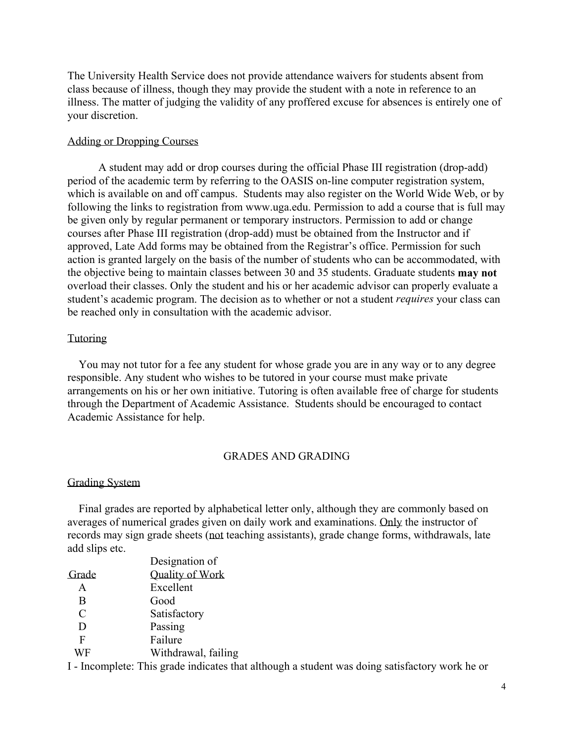The University Health Service does not provide attendance waivers for students absent from class because of illness, though they may provide the student with a note in reference to an illness. The matter of judging the validity of any proffered excuse for absences is entirely one of your discretion.

### Adding or Dropping Courses

A student may add or drop courses during the official Phase III registration (drop-add) period of the academic term by referring to the OASIS on-line computer registration system, which is available on and off campus. Students may also register on the World Wide Web, or by following the links to registration from www.uga.edu. Permission to add a course that is full may be given only by regular permanent or temporary instructors. Permission to add or change courses after Phase III registration (drop-add) must be obtained from the Instructor and if approved, Late Add forms may be obtained from the Registrar's office. Permission for such action is granted largely on the basis of the number of students who can be accommodated, with the objective being to maintain classes between 30 and 35 students. Graduate students **may not** overload their classes. Only the student and his or her academic advisor can properly evaluate a student's academic program. The decision as to whether or not a student *requires* your class can be reached only in consultation with the academic advisor.

### Tutoring

You may not tutor for a fee any student for whose grade you are in any way or to any degree responsible. Any student who wishes to be tutored in your course must make private arrangements on his or her own initiative. Tutoring is often available free of charge for students through the Department of Academic Assistance. Students should be encouraged to contact Academic Assistance for help.

## GRADES AND GRADING

### Grading System

Final grades are reported by alphabetical letter only, although they are commonly based on averages of numerical grades given on daily work and examinations. Only the instructor of records may sign grade sheets (not teaching assistants), grade change forms, withdrawals, late add slips etc.

| Grade | Designation of Quality of Work |
|---|---|
| A | Excellent |
| B | Good |
| C | Satisfactory |
| D | Passing |
| F | Failure |
| WF | Withdrawal, failing |

I - Incomplete: This grade indicates that although a student was doing satisfactory work he or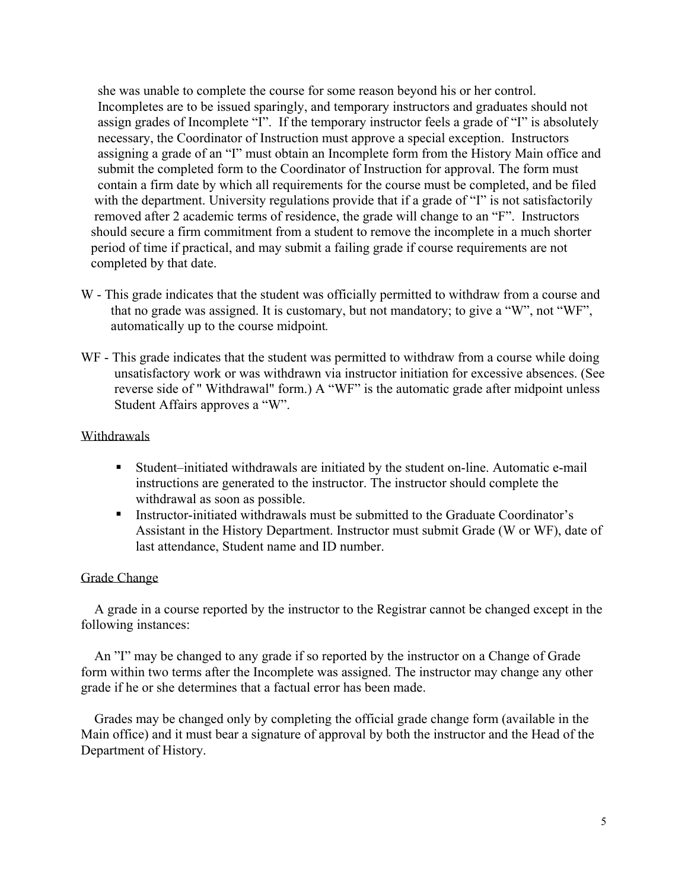she was unable to complete the course for some reason beyond his or her control. Incompletes are to be issued sparingly, and temporary instructors and graduates should not assign grades of Incomplete "I". If the temporary instructor feels a grade of "I" is absolutely necessary, the Coordinator of Instruction must approve a special exception. Instructors assigning a grade of an "I" must obtain an Incomplete form from the History Main office and submit the completed form to the Coordinator of Instruction for approval. The form must contain a firm date by which all requirements for the course must be completed, and be filed with the department. University regulations provide that if a grade of "I" is not satisfactorily removed after 2 academic terms of residence, the grade will change to an "F". Instructors should secure a firm commitment from a student to remove the incomplete in a much shorter period of time if practical, and may submit a failing grade if course requirements are not completed by that date.

W - This grade indicates that the student was officially permitted to withdraw from a course and that no grade was assigned. It is customary, but not mandatory; to give a "W", not "WF", automatically up to the course midpoint.

WF - This grade indicates that the student was permitted to withdraw from a course while doing unsatisfactory work or was withdrawn via instructor initiation for excessive absences. (See reverse side of " Withdrawal" form.) A "WF" is the automatic grade after midpoint unless Student Affairs approves a "W".

Withdrawals

- Student–initiated withdrawals are initiated by the student on-line. Automatic e-mail instructions are generated to the instructor. The instructor should complete the withdrawal as soon as possible.
- Instructor-initiated withdrawals must be submitted to the Graduate Coordinator's Assistant in the History Department. Instructor must submit Grade (W or WF), date of last attendance, Student name and ID number.

Grade Change

A grade in a course reported by the instructor to the Registrar cannot be changed except in the following instances:

An "I" may be changed to any grade if so reported by the instructor on a Change of Grade form within two terms after the Incomplete was assigned. The instructor may change any other grade if he or she determines that a factual error has been made.

Grades may be changed only by completing the official grade change form (available in the Main office) and it must bear a signature of approval by both the instructor and the Head of the Department of History.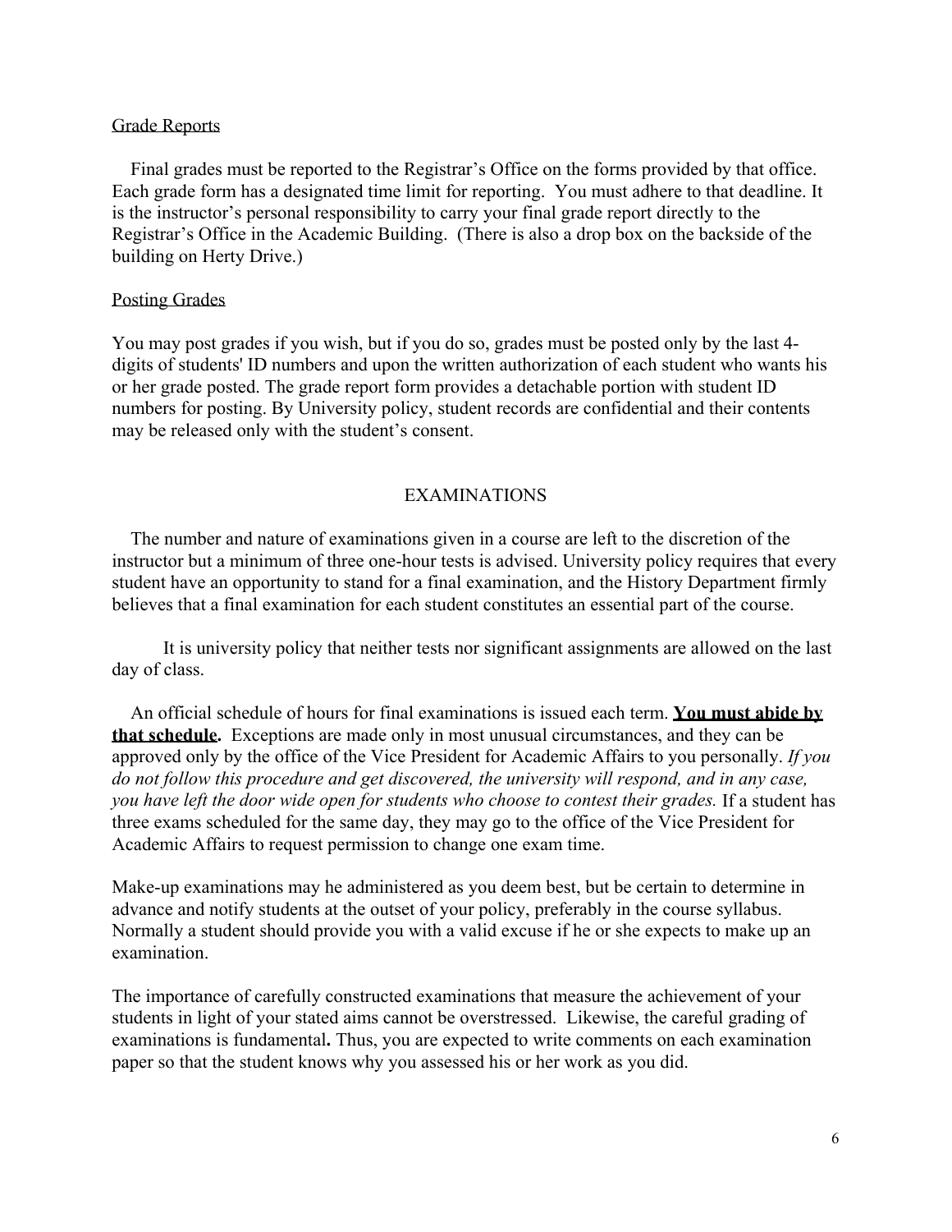Grade Reports

Final grades must be reported to the Registrar's Office on the forms provided by that office. Each grade form has a designated time limit for reporting. You must adhere to that deadline. It is the instructor's personal responsibility to carry your final grade report directly to the Registrar's Office in the Academic Building. (There is also a drop box on the backside of the building on Herty Drive.)

Posting Grades

You may post grades if you wish, but if you do so, grades must be posted only by the last 4-digits of students' ID numbers and upon the written authorization of each student who wants his or her grade posted. The grade report form provides a detachable portion with student ID numbers for posting. By University policy, student records are confidential and their contents may be released only with the student's consent.

## EXAMINATIONS

The number and nature of examinations given in a course are left to the discretion of the instructor but a minimum of three one-hour tests is advised. University policy requires that every student have an opportunity to stand for a final examination, and the History Department firmly believes that a final examination for each student constitutes an essential part of the course.

It is university policy that neither tests nor significant assignments are allowed on the last day of class.

An official schedule of hours for final examinations is issued each term. **You must abide by that schedule.** Exceptions are made only in most unusual circumstances, and they can be approved only by the office of the Vice President for Academic Affairs to you personally. *If you do not follow this procedure and get discovered, the university will respond, and in any case, you have left the door wide open for students who choose to contest their grades.* If a student has three exams scheduled for the same day, they may go to the office of the Vice President for Academic Affairs to request permission to change one exam time.

Make-up examinations may he administered as you deem best, but be certain to determine in advance and notify students at the outset of your policy, preferably in the course syllabus. Normally a student should provide you with a valid excuse if he or she expects to make up an examination.

The importance of carefully constructed examinations that measure the achievement of your students in light of your stated aims cannot be overstressed. Likewise, the careful grading of examinations is fundamental. Thus, you are expected to write comments on each examination paper so that the student knows why you assessed his or her work as you did.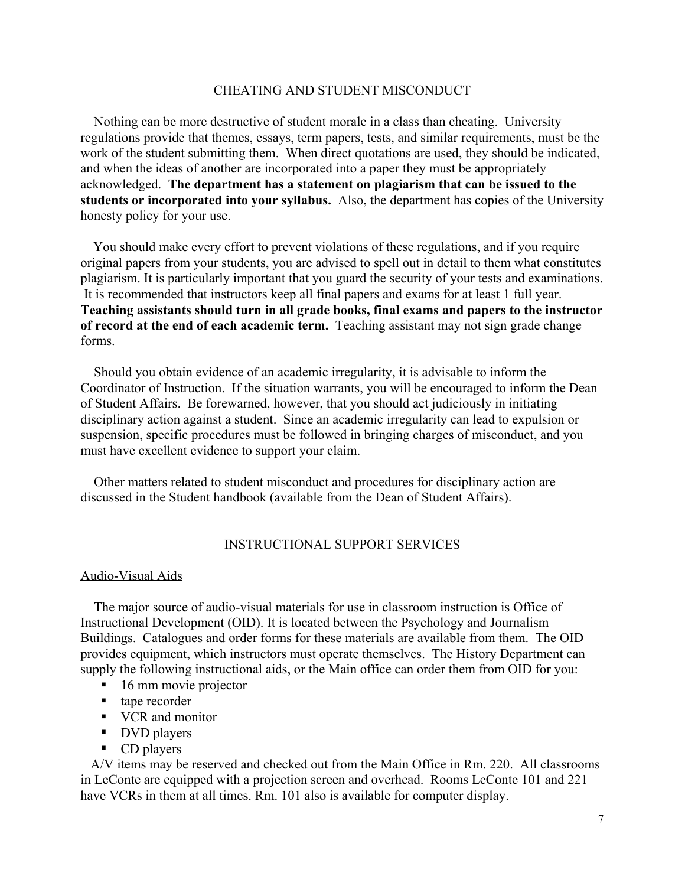## CHEATING AND STUDENT MISCONDUCT

Nothing can be more destructive of student morale in a class than cheating. University regulations provide that themes, essays, term papers, tests, and similar requirements, must be the work of the student submitting them. When direct quotations are used, they should be indicated, and when the ideas of another are incorporated into a paper they must be appropriately acknowledged. **The department has a statement on plagiarism that can be issued to the students or incorporated into your syllabus.** Also, the department has copies of the University honesty policy for your use.

You should make every effort to prevent violations of these regulations, and if you require original papers from your students, you are advised to spell out in detail to them what constitutes plagiarism. It is particularly important that you guard the security of your tests and examinations. It is recommended that instructors keep all final papers and exams for at least 1 full year. **Teaching assistants should turn in all grade books, final exams and papers to the instructor of record at the end of each academic term.** Teaching assistant may not sign grade change forms.

Should you obtain evidence of an academic irregularity, it is advisable to inform the Coordinator of Instruction. If the situation warrants, you will be encouraged to inform the Dean of Student Affairs. Be forewarned, however, that you should act judiciously in initiating disciplinary action against a student. Since an academic irregularity can lead to expulsion or suspension, specific procedures must be followed in bringing charges of misconduct, and you must have excellent evidence to support your claim.

Other matters related to student misconduct and procedures for disciplinary action are discussed in the Student handbook (available from the Dean of Student Affairs).

## INSTRUCTIONAL SUPPORT SERVICES

### Audio-Visual Aids

The major source of audio-visual materials for use in classroom instruction is Office of Instructional Development (OID). It is located between the Psychology and Journalism Buildings. Catalogues and order forms for these materials are available from them. The OID provides equipment, which instructors must operate themselves. The History Department can supply the following instructional aids, or the Main office can order them from OID for you:

- 16 mm movie projector
- tape recorder
- VCR and monitor
- DVD players
- CD players

A/V items may be reserved and checked out from the Main Office in Rm. 220. All classrooms in LeConte are equipped with a projection screen and overhead. Rooms LeConte 101 and 221 have VCRs in them at all times. Rm. 101 also is available for computer display.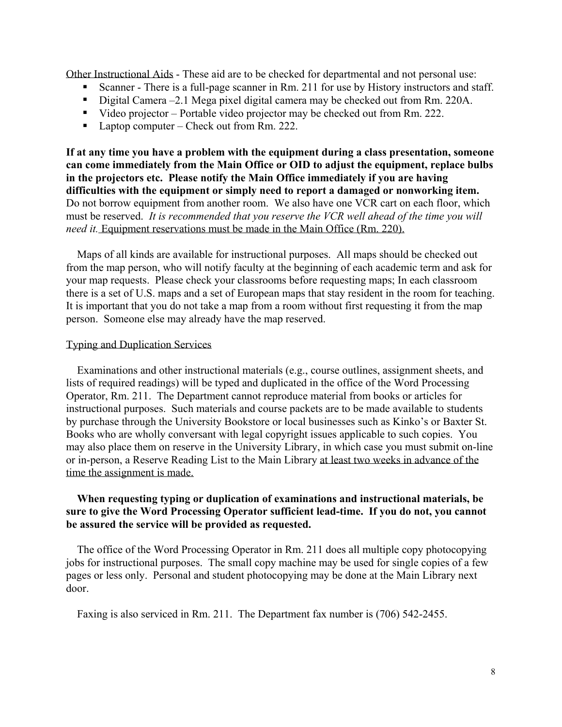<u>Other Instructional Aids</u> - These aid are to be checked for departmental and not personal use:

- Scanner - There is a full-page scanner in Rm. 211 for use by History instructors and staff.
- Digital Camera –2.1 Mega pixel digital camera may be checked out from Rm. 220A.
- Video projector – Portable video projector may be checked out from Rm. 222.
- Laptop computer – Check out from Rm. 222.

**If at any time you have a problem with the equipment during a class presentation, someone can come immediately from the Main Office or OID to adjust the equipment, replace bulbs in the projectors etc. Please notify the Main Office immediately if you are having difficulties with the equipment or simply need to report a damaged or nonworking item.** Do not borrow equipment from another room. We also have one VCR cart on each floor, which must be reserved. *It is recommended that you reserve the VCR well ahead of the time you will need it.* <u>Equipment reservations must be made in the Main Office (Rm. 220).</u>

Maps of all kinds are available for instructional purposes. All maps should be checked out from the map person, who will notify faculty at the beginning of each academic term and ask for your map requests. Please check your classrooms before requesting maps; In each classroom there is a set of U.S. maps and a set of European maps that stay resident in the room for teaching. It is important that you do not take a map from a room without first requesting it from the map person. Someone else may already have the map reserved.

<u>Typing and Duplication Services</u>

Examinations and other instructional materials (e.g., course outlines, assignment sheets, and lists of required readings) will be typed and duplicated in the office of the Word Processing Operator, Rm. 211. The Department cannot reproduce material from books or articles for instructional purposes. Such materials and course packets are to be made available to students by purchase through the University Bookstore or local businesses such as Kinko's or Baxter St. Books who are wholly conversant with legal copyright issues applicable to such copies. You may also place them on reserve in the University Library, in which case you must submit on-line or in-person, a Reserve Reading List to the Main Library <u>at least two weeks in advance of the time the assignment is made.</u>

**When requesting typing or duplication of examinations and instructional materials, be sure to give the Word Processing Operator sufficient lead-time. If you do not, you cannot be assured the service will be provided as requested.**

The office of the Word Processing Operator in Rm. 211 does all multiple copy photocopying jobs for instructional purposes. The small copy machine may be used for single copies of a few pages or less only. Personal and student photocopying may be done at the Main Library next door.

Faxing is also serviced in Rm. 211. The Department fax number is (706) 542-2455.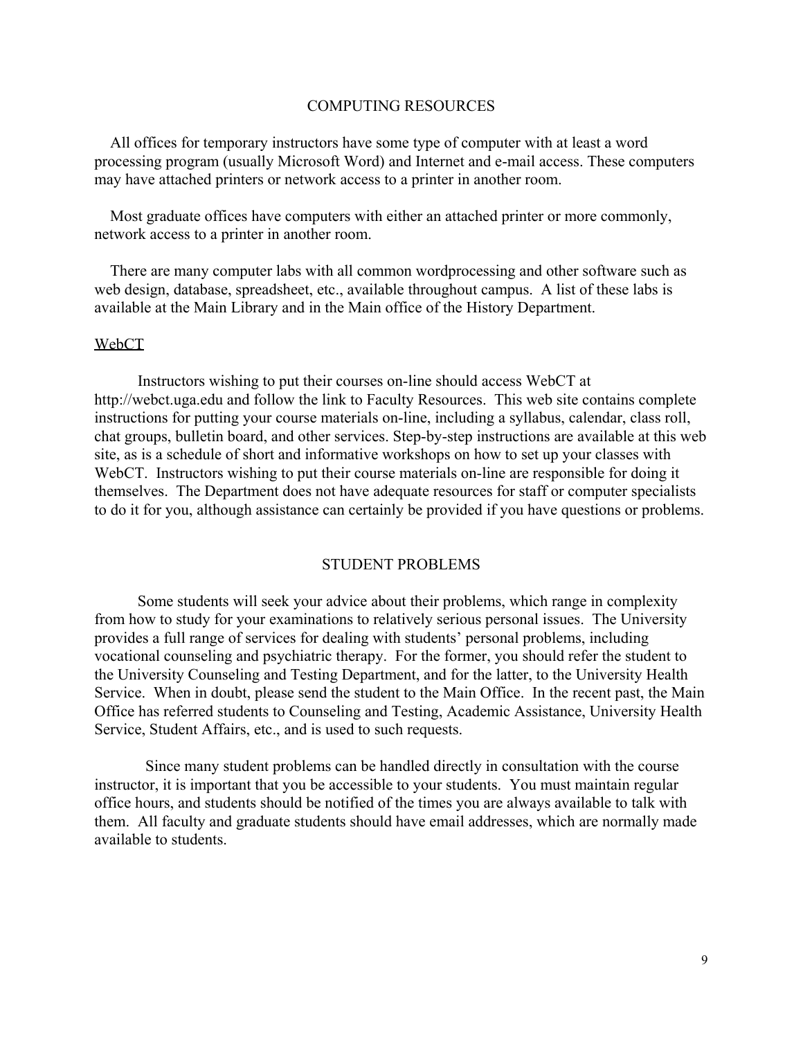## COMPUTING RESOURCES

All offices for temporary instructors have some type of computer with at least a word processing program (usually Microsoft Word) and Internet and e-mail access. These computers may have attached printers or network access to a printer in another room.

Most graduate offices have computers with either an attached printer or more commonly, network access to a printer in another room.

There are many computer labs with all common wordprocessing and other software such as web design, database, spreadsheet, etc., available throughout campus. A list of these labs is available at the Main Library and in the Main office of the History Department.

### WebCT

Instructors wishing to put their courses on-line should access WebCT at http://webct.uga.edu and follow the link to Faculty Resources. This web site contains complete instructions for putting your course materials on-line, including a syllabus, calendar, class roll, chat groups, bulletin board, and other services. Step-by-step instructions are available at this web site, as is a schedule of short and informative workshops on how to set up your classes with WebCT. Instructors wishing to put their course materials on-line are responsible for doing it themselves. The Department does not have adequate resources for staff or computer specialists to do it for you, although assistance can certainly be provided if you have questions or problems.

## STUDENT PROBLEMS

Some students will seek your advice about their problems, which range in complexity from how to study for your examinations to relatively serious personal issues. The University provides a full range of services for dealing with students' personal problems, including vocational counseling and psychiatric therapy. For the former, you should refer the student to the University Counseling and Testing Department, and for the latter, to the University Health Service. When in doubt, please send the student to the Main Office. In the recent past, the Main Office has referred students to Counseling and Testing, Academic Assistance, University Health Service, Student Affairs, etc., and is used to such requests.

Since many student problems can be handled directly in consultation with the course instructor, it is important that you be accessible to your students. You must maintain regular office hours, and students should be notified of the times you are always available to talk with them. All faculty and graduate students should have email addresses, which are normally made available to students.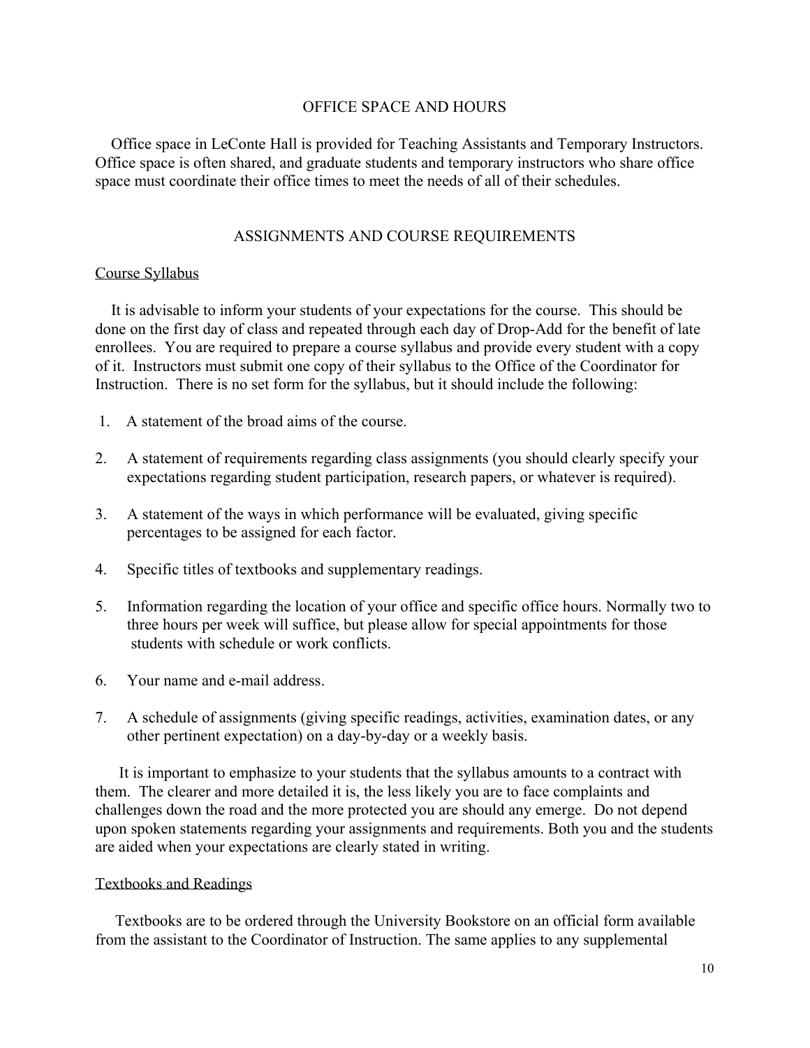## OFFICE SPACE AND HOURS

Office space in LeConte Hall is provided for Teaching Assistants and Temporary Instructors. Office space is often shared, and graduate students and temporary instructors who share office space must coordinate their office times to meet the needs of all of their schedules.

## ASSIGNMENTS AND COURSE REQUIREMENTS

### Course Syllabus

It is advisable to inform your students of your expectations for the course. This should be done on the first day of class and repeated through each day of Drop-Add for the benefit of late enrollees. You are required to prepare a course syllabus and provide every student with a copy of it. Instructors must submit one copy of their syllabus to the Office of the Coordinator for Instruction. There is no set form for the syllabus, but it should include the following:

1. A statement of the broad aims of the course.
2. A statement of requirements regarding class assignments (you should clearly specify your expectations regarding student participation, research papers, or whatever is required).
3. A statement of the ways in which performance will be evaluated, giving specific percentages to be assigned for each factor.
4. Specific titles of textbooks and supplementary readings.
5. Information regarding the location of your office and specific office hours. Normally two to three hours per week will suffice, but please allow for special appointments for those students with schedule or work conflicts.
6. Your name and e-mail address.
7. A schedule of assignments (giving specific readings, activities, examination dates, or any other pertinent expectation) on a day-by-day or a weekly basis.

It is important to emphasize to your students that the syllabus amounts to a contract with them. The clearer and more detailed it is, the less likely you are to face complaints and challenges down the road and the more protected you are should any emerge. Do not depend upon spoken statements regarding your assignments and requirements. Both you and the students are aided when your expectations are clearly stated in writing.

### Textbooks and Readings

Textbooks are to be ordered through the University Bookstore on an official form available from the assistant to the Coordinator of Instruction. The same applies to any supplemental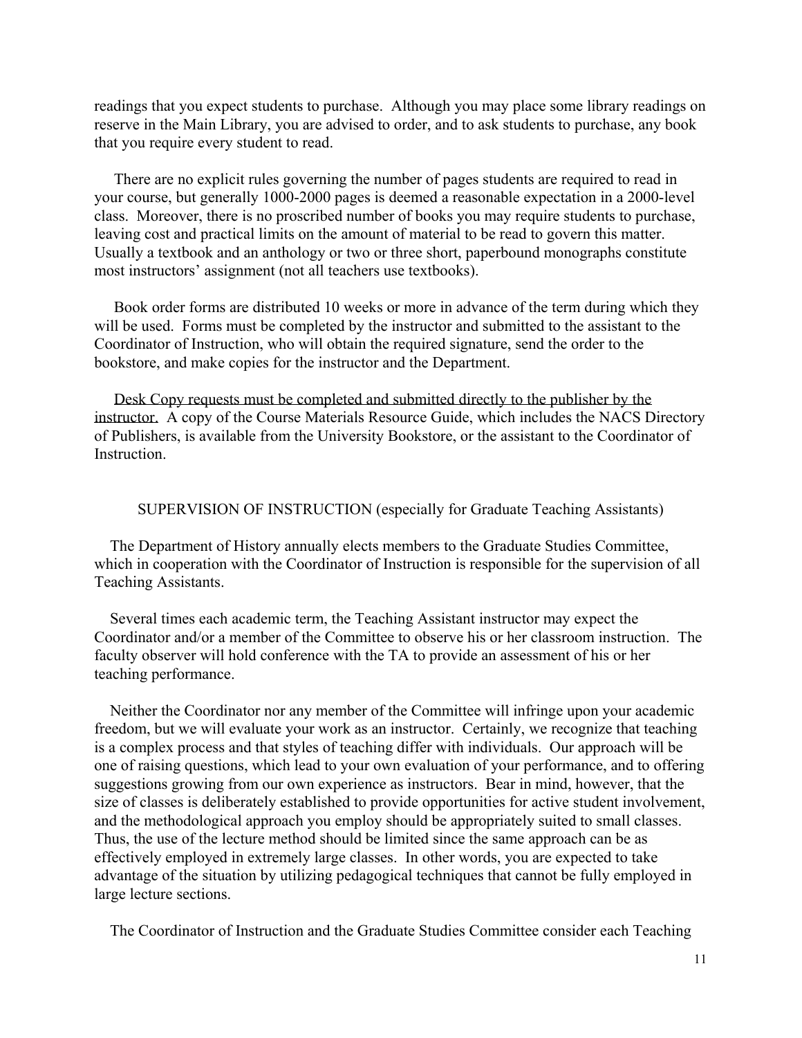readings that you expect students to purchase. Although you may place some library readings on reserve in the Main Library, you are advised to order, and to ask students to purchase, any book that you require every student to read.

There are no explicit rules governing the number of pages students are required to read in your course, but generally 1000-2000 pages is deemed a reasonable expectation in a 2000-level class. Moreover, there is no proscribed number of books you may require students to purchase, leaving cost and practical limits on the amount of material to be read to govern this matter. Usually a textbook and an anthology or two or three short, paperbound monographs constitute most instructors' assignment (not all teachers use textbooks).

Book order forms are distributed 10 weeks or more in advance of the term during which they will be used. Forms must be completed by the instructor and submitted to the assistant to the Coordinator of Instruction, who will obtain the required signature, send the order to the bookstore, and make copies for the instructor and the Department.

<u>Desk Copy requests must be completed and submitted directly to the publisher by the instructor.</u> A copy of the Course Materials Resource Guide, which includes the NACS Directory of Publishers, is available from the University Bookstore, or the assistant to the Coordinator of Instruction.

## SUPERVISION OF INSTRUCTION (especially for Graduate Teaching Assistants)

The Department of History annually elects members to the Graduate Studies Committee, which in cooperation with the Coordinator of Instruction is responsible for the supervision of all Teaching Assistants.

Several times each academic term, the Teaching Assistant instructor may expect the Coordinator and/or a member of the Committee to observe his or her classroom instruction. The faculty observer will hold conference with the TA to provide an assessment of his or her teaching performance.

Neither the Coordinator nor any member of the Committee will infringe upon your academic freedom, but we will evaluate your work as an instructor. Certainly, we recognize that teaching is a complex process and that styles of teaching differ with individuals. Our approach will be one of raising questions, which lead to your own evaluation of your performance, and to offering suggestions growing from our own experience as instructors. Bear in mind, however, that the size of classes is deliberately established to provide opportunities for active student involvement, and the methodological approach you employ should be appropriately suited to small classes. Thus, the use of the lecture method should be limited since the same approach can be as effectively employed in extremely large classes. In other words, you are expected to take advantage of the situation by utilizing pedagogical techniques that cannot be fully employed in large lecture sections.

The Coordinator of Instruction and the Graduate Studies Committee consider each Teaching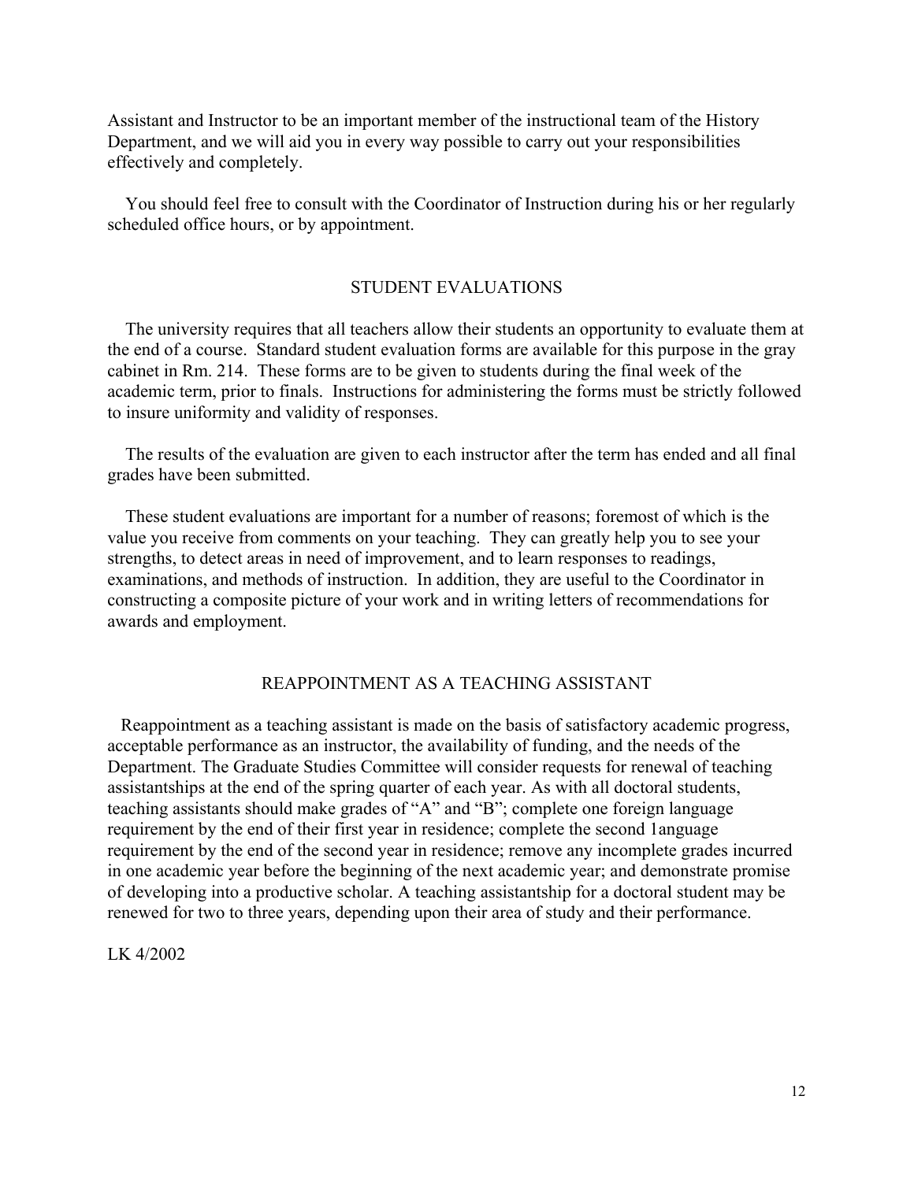Assistant and Instructor to be an important member of the instructional team of the History Department, and we will aid you in every way possible to carry out your responsibilities effectively and completely.

You should feel free to consult with the Coordinator of Instruction during his or her regularly scheduled office hours, or by appointment.

## STUDENT EVALUATIONS

The university requires that all teachers allow their students an opportunity to evaluate them at the end of a course. Standard student evaluation forms are available for this purpose in the gray cabinet in Rm. 214. These forms are to be given to students during the final week of the academic term, prior to finals. Instructions for administering the forms must be strictly followed to insure uniformity and validity of responses.

The results of the evaluation are given to each instructor after the term has ended and all final grades have been submitted.

These student evaluations are important for a number of reasons; foremost of which is the value you receive from comments on your teaching. They can greatly help you to see your strengths, to detect areas in need of improvement, and to learn responses to readings, examinations, and methods of instruction. In addition, they are useful to the Coordinator in constructing a composite picture of your work and in writing letters of recommendations for awards and employment.

## REAPPOINTMENT AS A TEACHING ASSISTANT

Reappointment as a teaching assistant is made on the basis of satisfactory academic progress, acceptable performance as an instructor, the availability of funding, and the needs of the Department. The Graduate Studies Committee will consider requests for renewal of teaching assistantships at the end of the spring quarter of each year. As with all doctoral students, teaching assistants should make grades of "A" and "B"; complete one foreign language requirement by the end of their first year in residence; complete the second 1anguage requirement by the end of the second year in residence; remove any incomplete grades incurred in one academic year before the beginning of the next academic year; and demonstrate promise of developing into a productive scholar. A teaching assistantship for a doctoral student may be renewed for two to three years, depending upon their area of study and their performance.

LK 4/2002